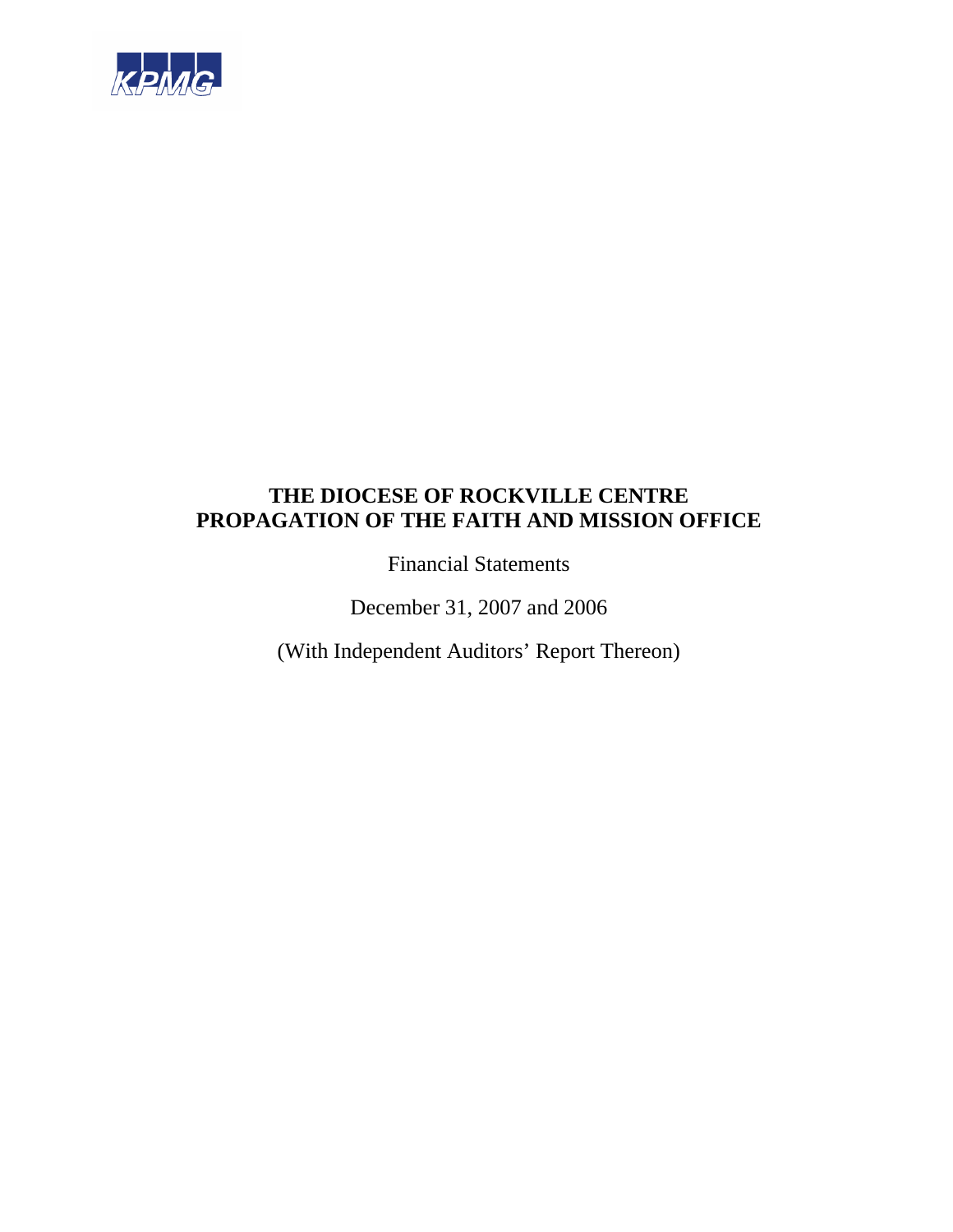KPMG

# THE DIOCESE OF ROCKVILLE CENTRE
# PROPAGATION OF THE FAITH AND MISSION OFFICE

Financial Statements

December 31, 2007 and 2006

(With Independent Auditors' Report Thereon)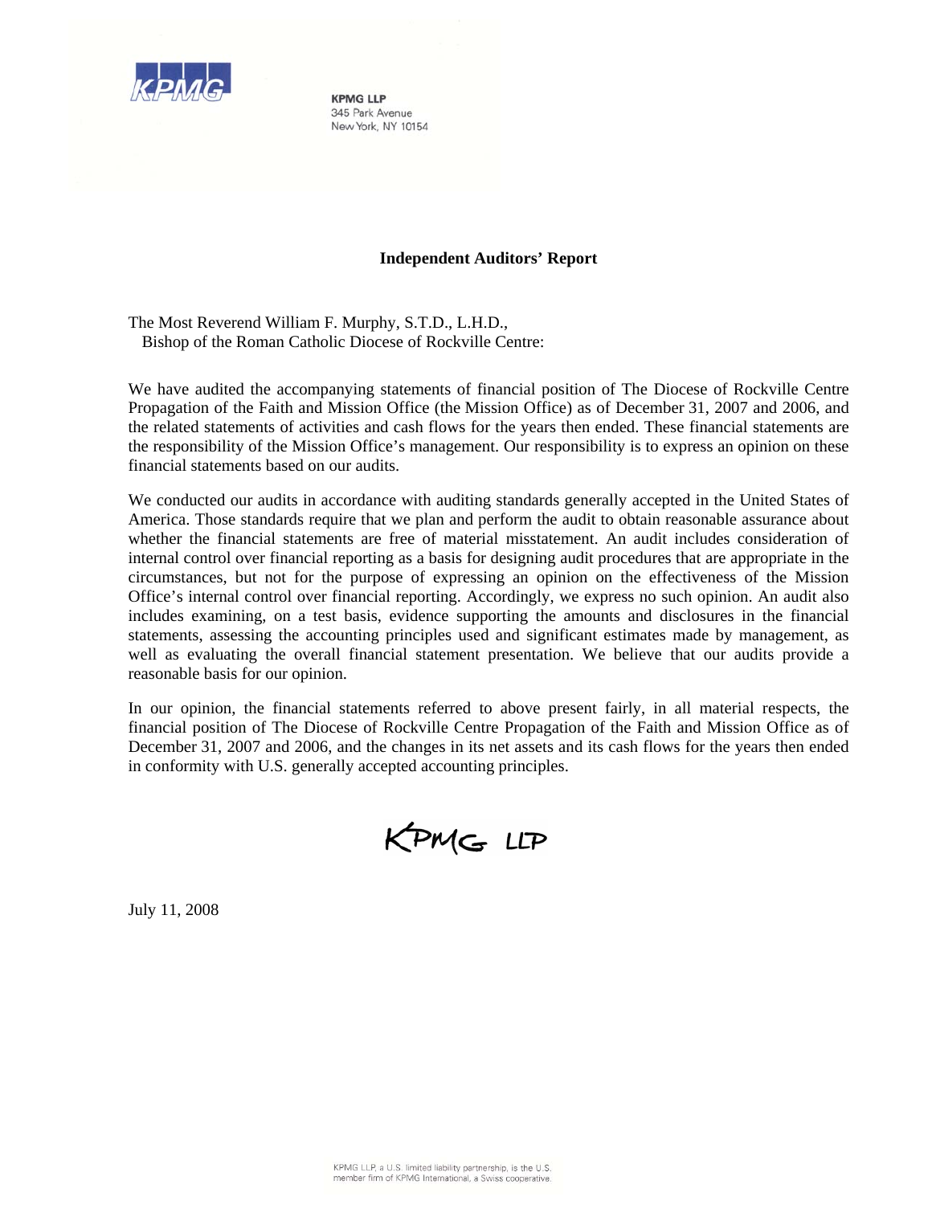KPMG LLP
345 Park Avenue
New York, NY 10154

## Independent Auditors' Report

The Most Reverend William F. Murphy, S.T.D., L.H.D.,
Bishop of the Roman Catholic Diocese of Rockville Centre:

We have audited the accompanying statements of financial position of The Diocese of Rockville Centre Propagation of the Faith and Mission Office (the Mission Office) as of December 31, 2007 and 2006, and the related statements of activities and cash flows for the years then ended. These financial statements are the responsibility of the Mission Office's management. Our responsibility is to express an opinion on these financial statements based on our audits.

We conducted our audits in accordance with auditing standards generally accepted in the United States of America. Those standards require that we plan and perform the audit to obtain reasonable assurance about whether the financial statements are free of material misstatement. An audit includes consideration of internal control over financial reporting as a basis for designing audit procedures that are appropriate in the circumstances, but not for the purpose of expressing an opinion on the effectiveness of the Mission Office's internal control over financial reporting. Accordingly, we express no such opinion. An audit also includes examining, on a test basis, evidence supporting the amounts and disclosures in the financial statements, assessing the accounting principles used and significant estimates made by management, as well as evaluating the overall financial statement presentation. We believe that our audits provide a reasonable basis for our opinion.

In our opinion, the financial statements referred to above present fairly, in all material respects, the financial position of The Diocese of Rockville Centre Propagation of the Faith and Mission Office as of December 31, 2007 and 2006, and the changes in its net assets and its cash flows for the years then ended in conformity with U.S. generally accepted accounting principles.

KPMG LLP

July 11, 2008

KPMG LLP, a U.S. limited liability partnership, is the U.S. member firm of KPMG International, a Swiss cooperative.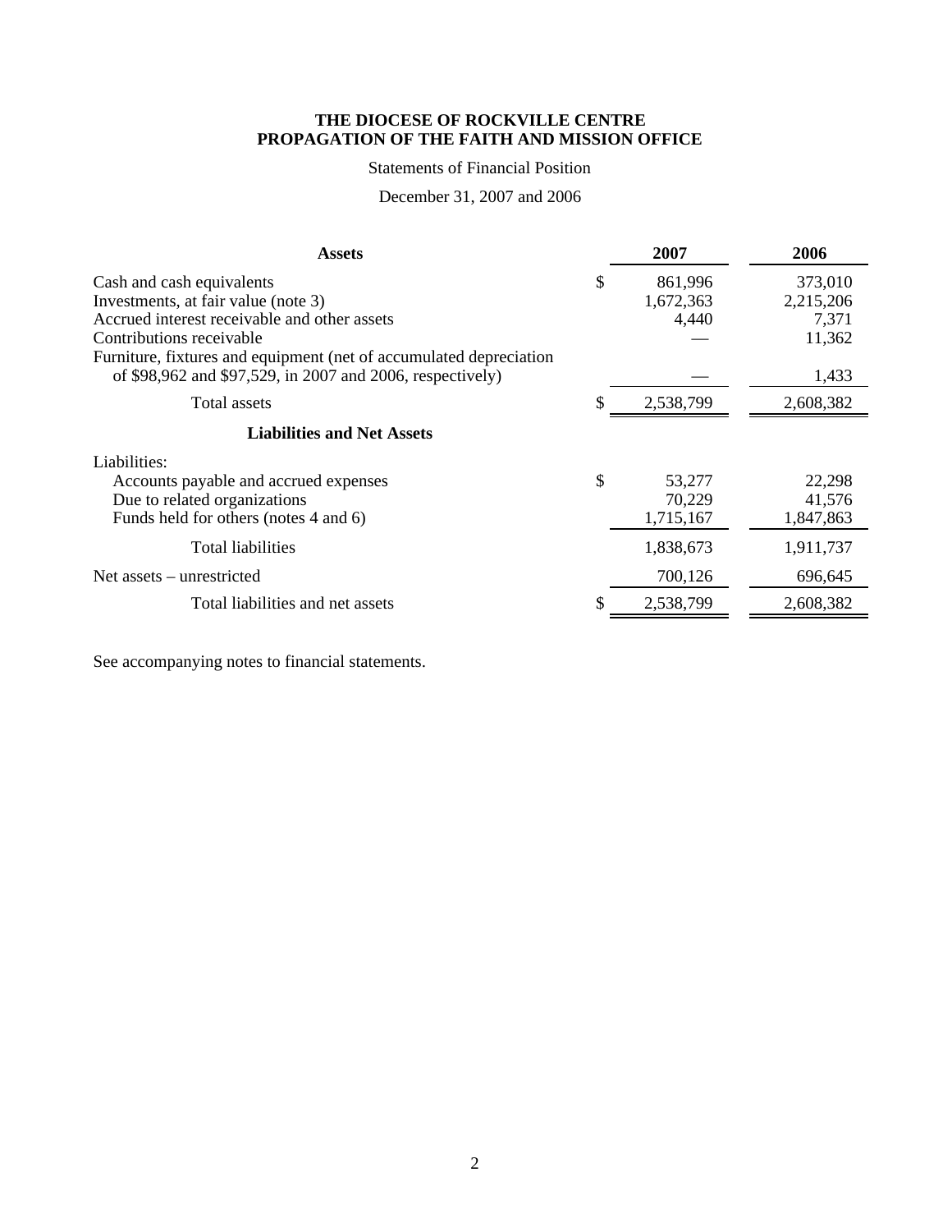# THE DIOCESE OF ROCKVILLE CENTRE
# PROPAGATION OF THE FAITH AND MISSION OFFICE

Statements of Financial Position

December 31, 2007 and 2006

| Assets | 2007 | 2006 |
|---|---|---|
| Cash and cash equivalents | $ 861,996 | 373,010 |
| Investments, at fair value (note 3) | 1,672,363 | 2,215,206 |
| Accrued interest receivable and other assets | 4,440 | 7,371 |
| Contributions receivable | — | 11,362 |
| Furniture, fixtures and equipment (net of accumulated depreciation of $98,962 and $97,529, in 2007 and 2006, respectively) | — | 1,433 |
| Total assets | $ 2,538,799 | 2,608,382 |
| **Liabilities and Net Assets** | | |
| Liabilities: | | |
| Accounts payable and accrued expenses | $ 53,277 | 22,298 |
| Due to related organizations | 70,229 | 41,576 |
| Funds held for others (notes 4 and 6) | 1,715,167 | 1,847,863 |
| Total liabilities | 1,838,673 | 1,911,737 |
| Net assets – unrestricted | 700,126 | 696,645 |
| Total liabilities and net assets | $ 2,538,799 | 2,608,382 |

See accompanying notes to financial statements.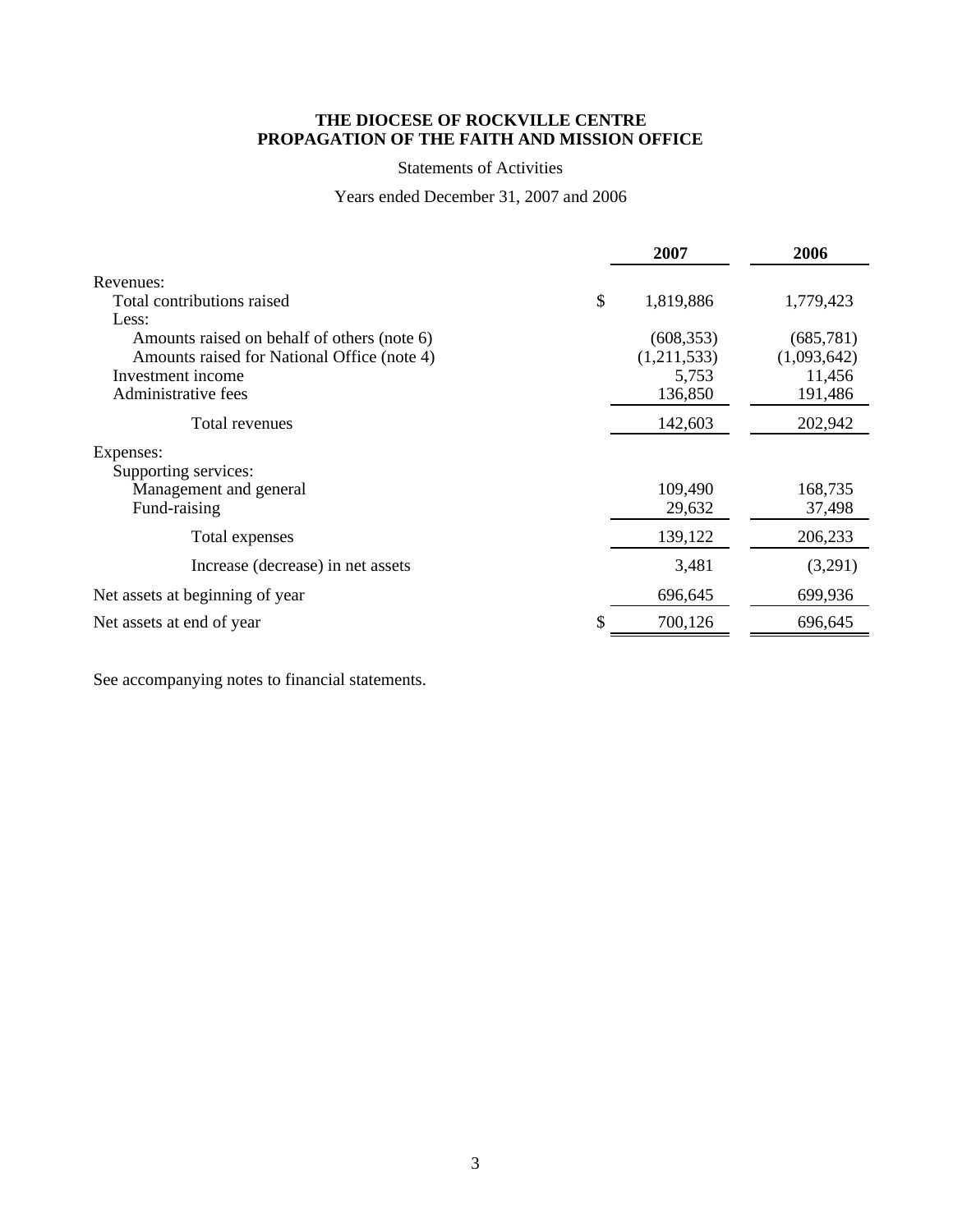**THE DIOCESE OF ROCKVILLE CENTRE**
**PROPAGATION OF THE FAITH AND MISSION OFFICE**

Statements of Activities

Years ended December 31, 2007 and 2006

| | | 2007 | 2006 |
|---|---|---|---|
| Revenues: | | | |
| Total contributions raised | $ | 1,819,886 | 1,779,423 |
| Less: | | | |
| Amounts raised on behalf of others (note 6) | | (608,353) | (685,781) |
| Amounts raised for National Office (note 4) | | (1,211,533) | (1,093,642) |
| Investment income | | 5,753 | 11,456 |
| Administrative fees | | 136,850 | 191,486 |
| Total revenues | | 142,603 | 202,942 |
| Expenses: | | | |
| Supporting services: | | | |
| Management and general | | 109,490 | 168,735 |
| Fund-raising | | 29,632 | 37,498 |
| Total expenses | | 139,122 | 206,233 |
| Increase (decrease) in net assets | | 3,481 | (3,291) |
| Net assets at beginning of year | | 696,645 | 699,936 |
| Net assets at end of year | $ | 700,126 | 696,645 |

See accompanying notes to financial statements.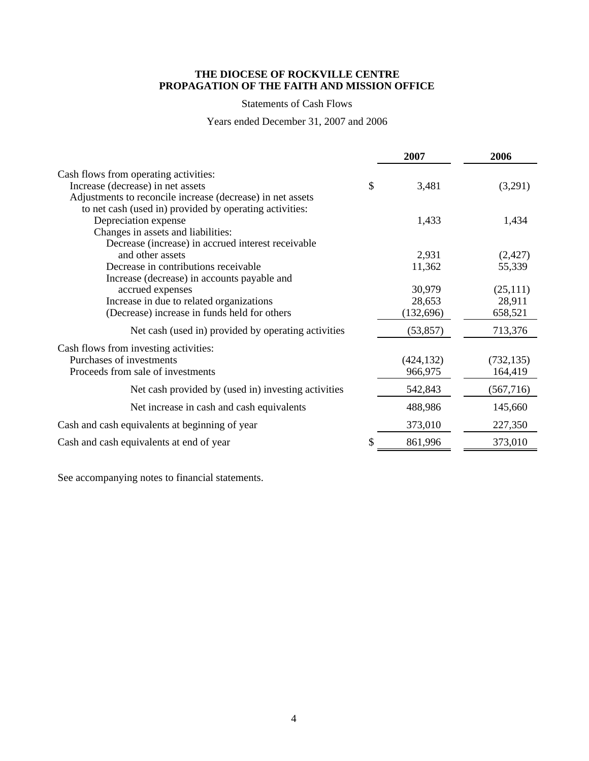**THE DIOCESE OF ROCKVILLE CENTRE**
**PROPAGATION OF THE FAITH AND MISSION OFFICE**

Statements of Cash Flows

Years ended December 31, 2007 and 2006

| | 2007 | 2006 |
|---|---|---|
| Cash flows from operating activities: | | |
| Increase (decrease) in net assets | $ 3,481 | (3,291) |
| Adjustments to reconcile increase (decrease) in net assets to net cash (used in) provided by operating activities: | | |
| Depreciation expense | 1,433 | 1,434 |
| Changes in assets and liabilities: | | |
| Decrease (increase) in accrued interest receivable and other assets | 2,931 | (2,427) |
| Decrease in contributions receivable | 11,362 | 55,339 |
| Increase (decrease) in accounts payable and accrued expenses | 30,979 | (25,111) |
| Increase in due to related organizations | 28,653 | 28,911 |
| (Decrease) increase in funds held for others | (132,696) | 658,521 |
| Net cash (used in) provided by operating activities | (53,857) | 713,376 |
| Cash flows from investing activities: | | |
| Purchases of investments | (424,132) | (732,135) |
| Proceeds from sale of investments | 966,975 | 164,419 |
| Net cash provided by (used in) investing activities | 542,843 | (567,716) |
| Net increase in cash and cash equivalents | 488,986 | 145,660 |
| Cash and cash equivalents at beginning of year | 373,010 | 227,350 |
| Cash and cash equivalents at end of year | $ 861,996 | 373,010 |

See accompanying notes to financial statements.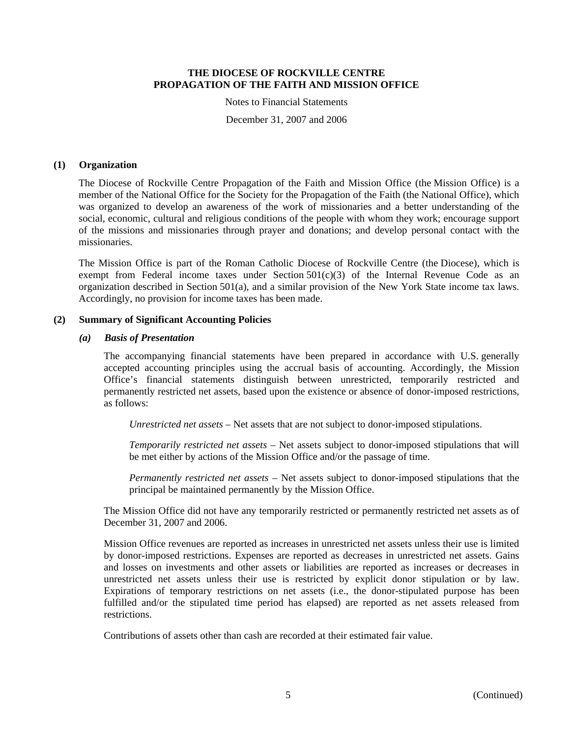**THE DIOCESE OF ROCKVILLE CENTRE**
**PROPAGATION OF THE FAITH AND MISSION OFFICE**

Notes to Financial Statements

December 31, 2007 and 2006

## (1) Organization

The Diocese of Rockville Centre Propagation of the Faith and Mission Office (the Mission Office) is a member of the National Office for the Society for the Propagation of the Faith (the National Office), which was organized to develop an awareness of the work of missionaries and a better understanding of the social, economic, cultural and religious conditions of the people with whom they work; encourage support of the missions and missionaries through prayer and donations; and develop personal contact with the missionaries.

The Mission Office is part of the Roman Catholic Diocese of Rockville Centre (the Diocese), which is exempt from Federal income taxes under Section 501(c)(3) of the Internal Revenue Code as an organization described in Section 501(a), and a similar provision of the New York State income tax laws. Accordingly, no provision for income taxes has been made.

## (2) Summary of Significant Accounting Policies

### *(a) Basis of Presentation*

The accompanying financial statements have been prepared in accordance with U.S. generally accepted accounting principles using the accrual basis of accounting. Accordingly, the Mission Office's financial statements distinguish between unrestricted, temporarily restricted and permanently restricted net assets, based upon the existence or absence of donor-imposed restrictions, as follows:

*Unrestricted net assets* – Net assets that are not subject to donor-imposed stipulations.

*Temporarily restricted net assets* – Net assets subject to donor-imposed stipulations that will be met either by actions of the Mission Office and/or the passage of time.

*Permanently restricted net assets* – Net assets subject to donor-imposed stipulations that the principal be maintained permanently by the Mission Office.

The Mission Office did not have any temporarily restricted or permanently restricted net assets as of December 31, 2007 and 2006.

Mission Office revenues are reported as increases in unrestricted net assets unless their use is limited by donor-imposed restrictions. Expenses are reported as decreases in unrestricted net assets. Gains and losses on investments and other assets or liabilities are reported as increases or decreases in unrestricted net assets unless their use is restricted by explicit donor stipulation or by law. Expirations of temporary restrictions on net assets (i.e., the donor-stipulated purpose has been fulfilled and/or the stipulated time period has elapsed) are reported as net assets released from restrictions.

Contributions of assets other than cash are recorded at their estimated fair value.

(Continued)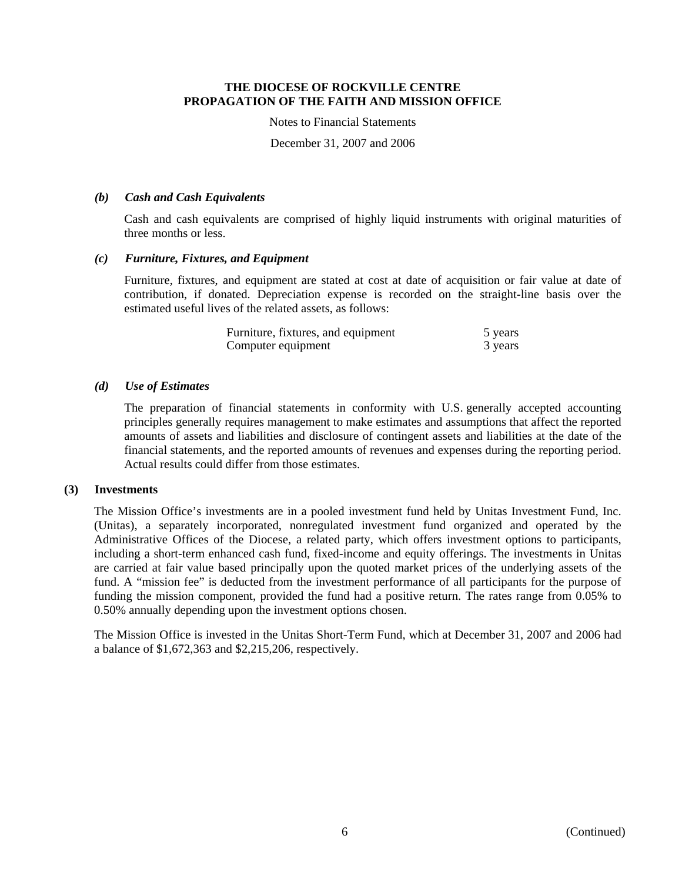**THE DIOCESE OF ROCKVILLE CENTRE**
**PROPAGATION OF THE FAITH AND MISSION OFFICE**

Notes to Financial Statements

December 31, 2007 and 2006

***(b) Cash and Cash Equivalents***

Cash and cash equivalents are comprised of highly liquid instruments with original maturities of three months or less.

***(c) Furniture, Fixtures, and Equipment***

Furniture, fixtures, and equipment are stated at cost at date of acquisition or fair value at date of contribution, if donated. Depreciation expense is recorded on the straight-line basis over the estimated useful lives of the related assets, as follows:

| | |
|---|---|
| Furniture, fixtures, and equipment | 5 years |
| Computer equipment | 3 years |

***(d) Use of Estimates***

The preparation of financial statements in conformity with U.S. generally accepted accounting principles generally requires management to make estimates and assumptions that affect the reported amounts of assets and liabilities and disclosure of contingent assets and liabilities at the date of the financial statements, and the reported amounts of revenues and expenses during the reporting period. Actual results could differ from those estimates.

**(3) Investments**

The Mission Office's investments are in a pooled investment fund held by Unitas Investment Fund, Inc. (Unitas), a separately incorporated, nonregulated investment fund organized and operated by the Administrative Offices of the Diocese, a related party, which offers investment options to participants, including a short-term enhanced cash fund, fixed-income and equity offerings. The investments in Unitas are carried at fair value based principally upon the quoted market prices of the underlying assets of the fund. A "mission fee" is deducted from the investment performance of all participants for the purpose of funding the mission component, provided the fund had a positive return. The rates range from 0.05% to 0.50% annually depending upon the investment options chosen.

The Mission Office is invested in the Unitas Short-Term Fund, which at December 31, 2007 and 2006 had a balance of $1,672,363 and $2,215,206, respectively.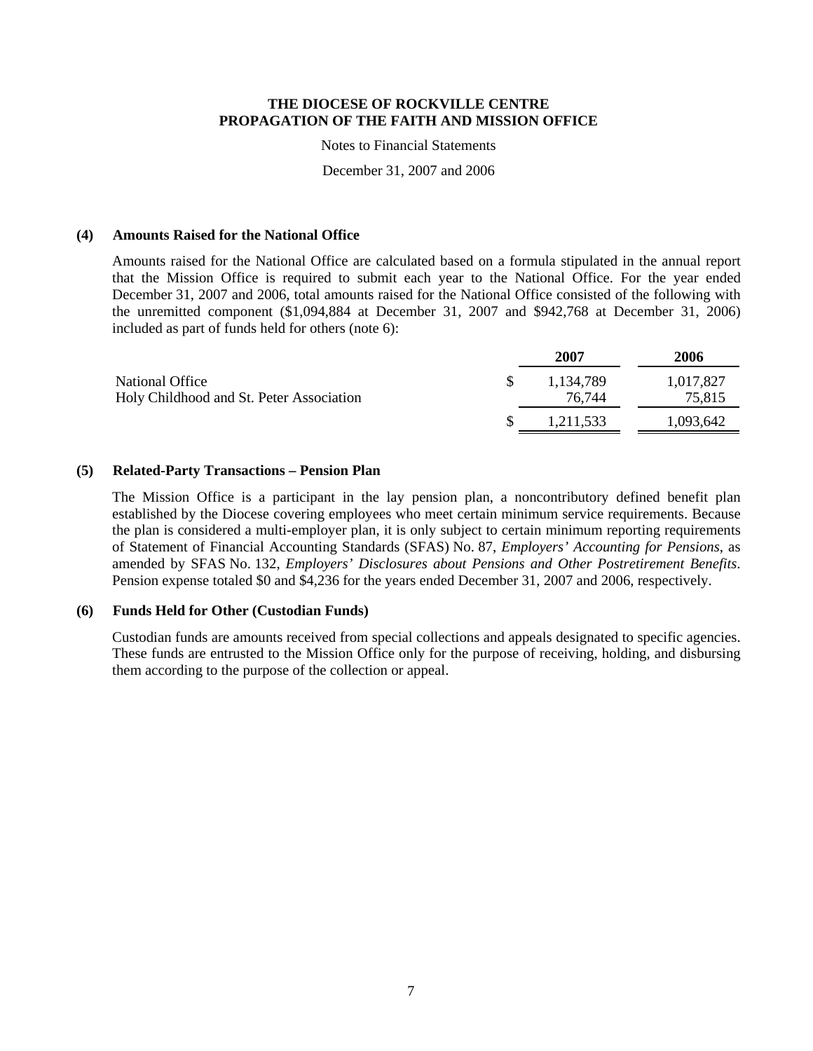# THE DIOCESE OF ROCKVILLE CENTRE
# PROPAGATION OF THE FAITH AND MISSION OFFICE

Notes to Financial Statements

December 31, 2007 and 2006

## (4) Amounts Raised for the National Office

Amounts raised for the National Office are calculated based on a formula stipulated in the annual report that the Mission Office is required to submit each year to the National Office. For the year ended December 31, 2007 and 2006, total amounts raised for the National Office consisted of the following with the unremitted component ($1,094,884 at December 31, 2007 and $942,768 at December 31, 2006) included as part of funds held for others (note 6):

| | | 2007 | 2006 |
|---|---|---|---|
| National Office | $ | 1,134,789 | 1,017,827 |
| Holy Childhood and St. Peter Association | | 76,744 | 75,815 |
| | $ | 1,211,533 | 1,093,642 |

## (5) Related-Party Transactions – Pension Plan

The Mission Office is a participant in the lay pension plan, a noncontributory defined benefit plan established by the Diocese covering employees who meet certain minimum service requirements. Because the plan is considered a multi-employer plan, it is only subject to certain minimum reporting requirements of Statement of Financial Accounting Standards (SFAS) No. 87, *Employers' Accounting for Pensions*, as amended by SFAS No. 132, *Employers' Disclosures about Pensions and Other Postretirement Benefits*. Pension expense totaled $0 and $4,236 for the years ended December 31, 2007 and 2006, respectively.

## (6) Funds Held for Other (Custodian Funds)

Custodian funds are amounts received from special collections and appeals designated to specific agencies. These funds are entrusted to the Mission Office only for the purpose of receiving, holding, and disbursing them according to the purpose of the collection or appeal.